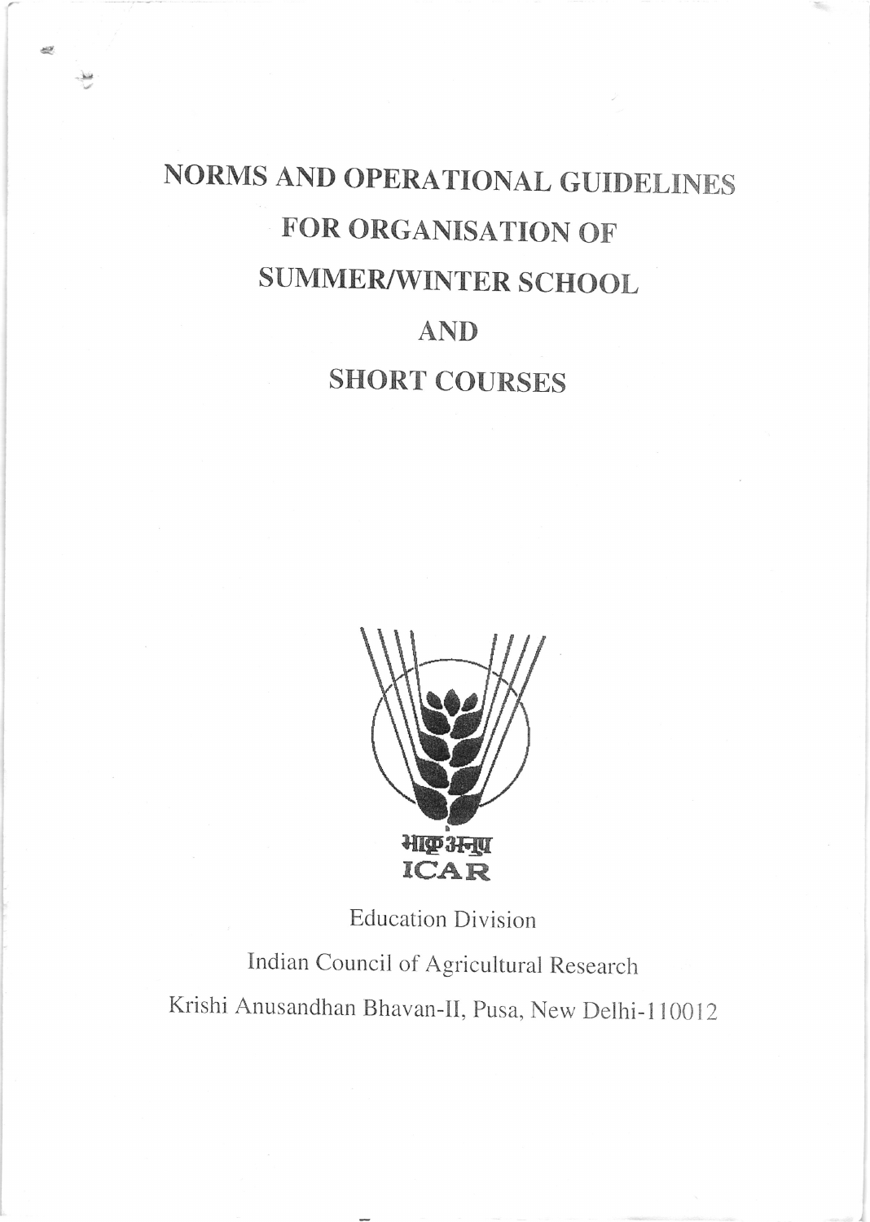# NORMS AND OPERATIONAL GUIDELINES FOR ORGANISATION OF SUMMER/WINTER SCHOOL AND SHORT COURSES

भाकृअनुप
ICAR

Education Division

Indian Council of Agricultural Research

Krishi Anusandhan Bhavan-II, Pusa, New Delhi-110012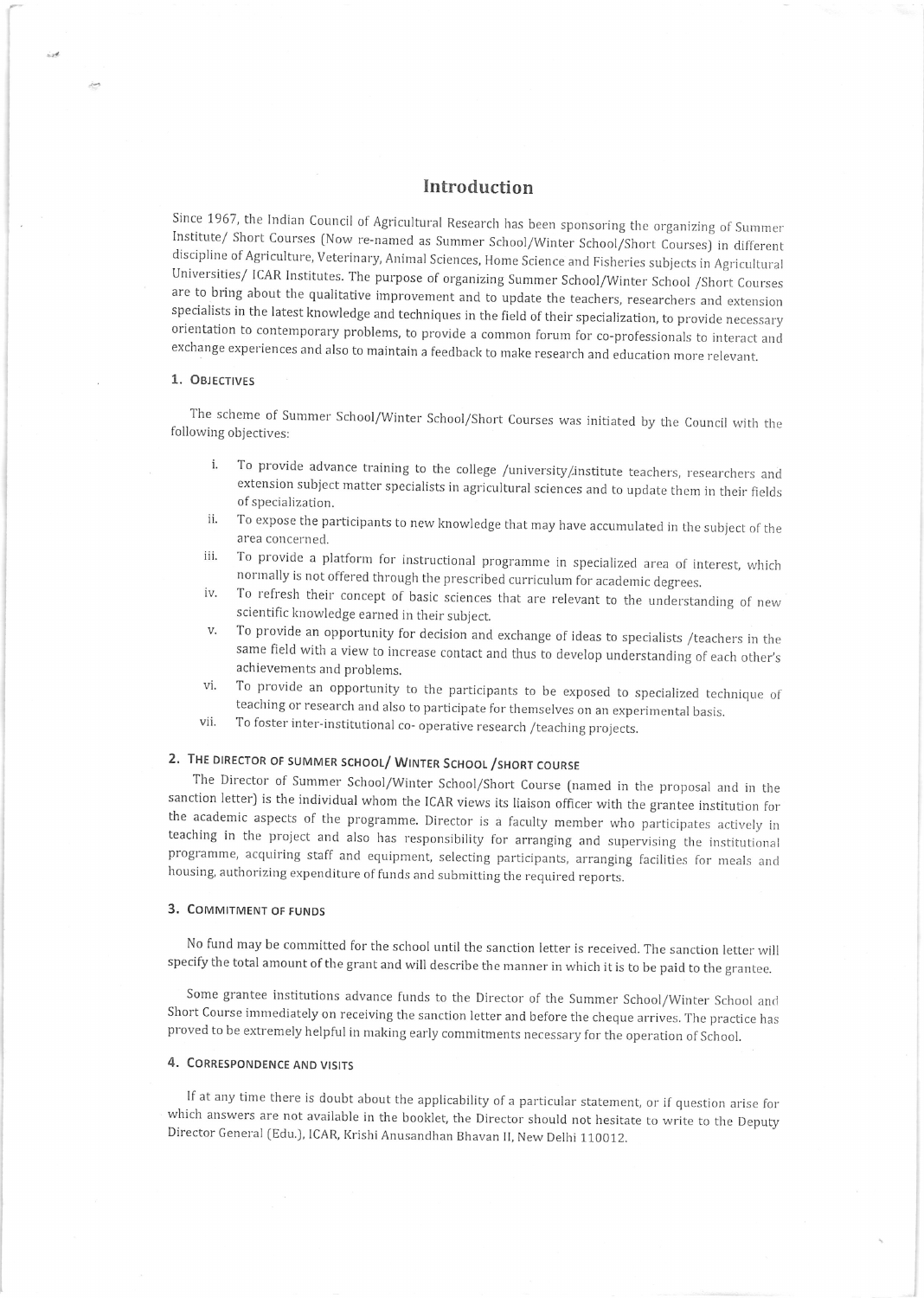# Introduction

Since 1967, the Indian Council of Agricultural Research has been sponsoring the organizing of Summer Institute/ Short Courses (Now re-named as Summer School/Winter School/Short Courses) in different discipline of Agriculture, Veterinary, Animal Sciences, Home Science and Fisheries subjects in Agricultural Universities/ ICAR Institutes. The purpose of organizing Summer School/Winter School /Short Courses are to bring about the qualitative improvement and to update the teachers, researchers and extension specialists in the latest knowledge and techniques in the field of their specialization, to provide necessary orientation to contemporary problems, to provide a common forum for co-professionals to interact and exchange experiences and also to maintain a feedback to make research and education more relevant.

## 1. Objectives

The scheme of Summer School/Winter School/Short Courses was initiated by the Council with the following objectives:

i. To provide advance training to the college /university/institute teachers, researchers and extension subject matter specialists in agricultural sciences and to update them in their fields of specialization.

ii. To expose the participants to new knowledge that may have accumulated in the subject of the area concerned.

iii. To provide a platform for instructional programme in specialized area of interest, which normally is not offered through the prescribed curriculum for academic degrees.

iv. To refresh their concept of basic sciences that are relevant to the understanding of new scientific knowledge earned in their subject.

v. To provide an opportunity for decision and exchange of ideas to specialists /teachers in the same field with a view to increase contact and thus to develop understanding of each other's achievements and problems.

vi. To provide an opportunity to the participants to be exposed to specialized technique of teaching or research and also to participate for themselves on an experimental basis.

vii. To foster inter-institutional co- operative research /teaching projects.

## 2. The Director of Summer School/ Winter School /Short Course

The Director of Summer School/Winter School/Short Course (named in the proposal and in the sanction letter) is the individual whom the ICAR views its liaison officer with the grantee institution for the academic aspects of the programme. Director is a faculty member who participates actively in teaching in the project and also has responsibility for arranging and supervising the institutional programme, acquiring staff and equipment, selecting participants, arranging facilities for meals and housing, authorizing expenditure of funds and submitting the required reports.

## 3. Commitment of Funds

No fund may be committed for the school until the sanction letter is received. The sanction letter will specify the total amount of the grant and will describe the manner in which it is to be paid to the grantee.

Some grantee institutions advance funds to the Director of the Summer School/Winter School and Short Course immediately on receiving the sanction letter and before the cheque arrives. The practice has proved to be extremely helpful in making early commitments necessary for the operation of School.

## 4. Correspondence and Visits

If at any time there is doubt about the applicability of a particular statement, or if question arise for which answers are not available in the booklet, the Director should not hesitate to write to the Deputy Director General (Edu.), ICAR, Krishi Anusandhan Bhavan II, New Delhi 110012.